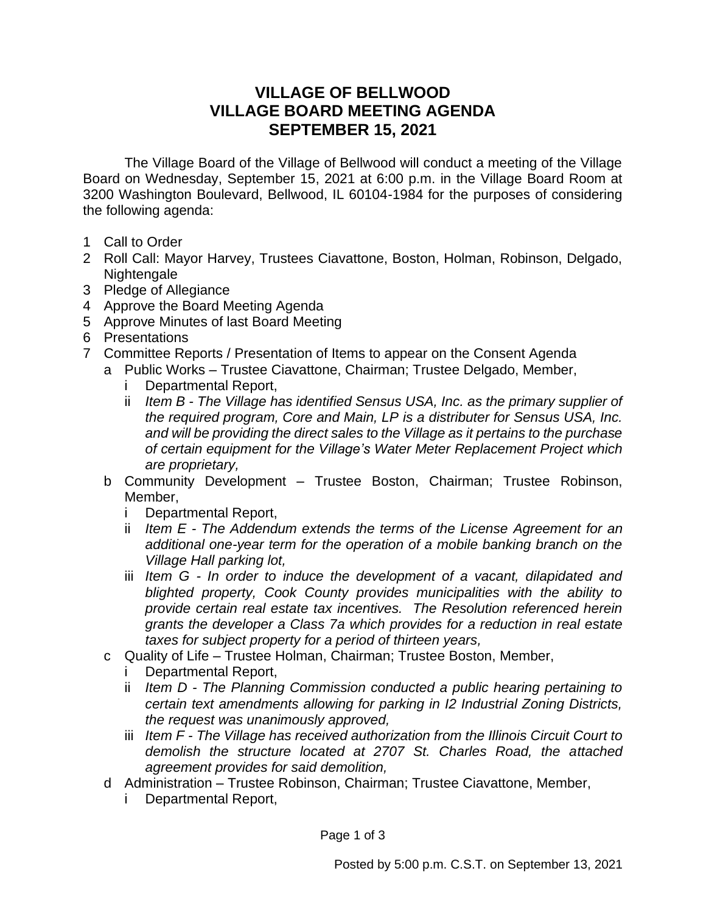# VILLAGE OF BELLWOOD
# VILLAGE BOARD MEETING AGENDA
# SEPTEMBER 15, 2021

The Village Board of the Village of Bellwood will conduct a meeting of the Village Board on Wednesday, September 15, 2021 at 6:00 p.m. in the Village Board Room at 3200 Washington Boulevard, Bellwood, IL 60104-1984 for the purposes of considering the following agenda:

1 Call to Order
2 Roll Call: Mayor Harvey, Trustees Ciavattone, Boston, Holman, Robinson, Delgado, Nightengale
3 Pledge of Allegiance
4 Approve the Board Meeting Agenda
5 Approve Minutes of last Board Meeting
6 Presentations
7 Committee Reports / Presentation of Items to appear on the Consent Agenda
   - a Public Works – Trustee Ciavattone, Chairman; Trustee Delgado, Member,
      - i Departmental Report,
      - ii *Item B - The Village has identified Sensus USA, Inc. as the primary supplier of the required program, Core and Main, LP is a distributer for Sensus USA, Inc. and will be providing the direct sales to the Village as it pertains to the purchase of certain equipment for the Village's Water Meter Replacement Project which are proprietary,*
   - b Community Development – Trustee Boston, Chairman; Trustee Robinson, Member,
      - i Departmental Report,
      - ii *Item E - The Addendum extends the terms of the License Agreement for an additional one-year term for the operation of a mobile banking branch on the Village Hall parking lot,*
      - iii *Item G - In order to induce the development of a vacant, dilapidated and blighted property, Cook County provides municipalities with the ability to provide certain real estate tax incentives. The Resolution referenced herein grants the developer a Class 7a which provides for a reduction in real estate taxes for subject property for a period of thirteen years,*
   - c Quality of Life – Trustee Holman, Chairman; Trustee Boston, Member,
      - i Departmental Report,
      - ii *Item D - The Planning Commission conducted a public hearing pertaining to certain text amendments allowing for parking in I2 Industrial Zoning Districts, the request was unanimously approved,*
      - iii *Item F - The Village has received authorization from the Illinois Circuit Court to demolish the structure located at 2707 St. Charles Road, the attached agreement provides for said demolition,*
   - d Administration – Trustee Robinson, Chairman; Trustee Ciavattone, Member,
      - i Departmental Report,

Posted by 5:00 p.m. C.S.T. on September 13, 2021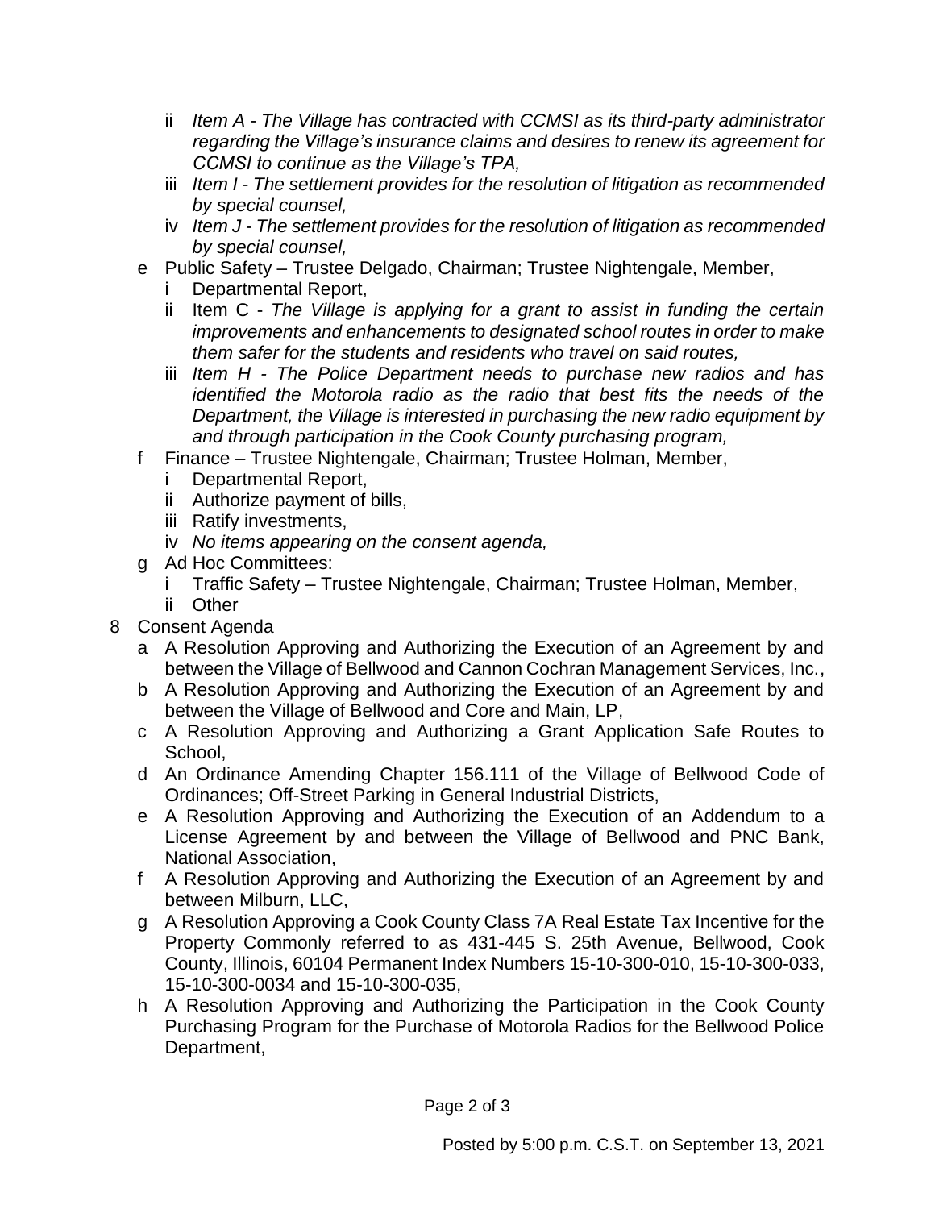- ii *Item A - The Village has contracted with CCMSI as its third-party administrator regarding the Village's insurance claims and desires to renew its agreement for CCMSI to continue as the Village's TPA,*
- iii *Item I - The settlement provides for the resolution of litigation as recommended by special counsel,*
- iv *Item J - The settlement provides for the resolution of litigation as recommended by special counsel,*

e Public Safety – Trustee Delgado, Chairman; Trustee Nightengale, Member,
- i Departmental Report,
- ii Item C - *The Village is applying for a grant to assist in funding the certain improvements and enhancements to designated school routes in order to make them safer for the students and residents who travel on said routes,*
- iii *Item H - The Police Department needs to purchase new radios and has identified the Motorola radio as the radio that best fits the needs of the Department, the Village is interested in purchasing the new radio equipment by and through participation in the Cook County purchasing program,*

f Finance – Trustee Nightengale, Chairman; Trustee Holman, Member,
- i Departmental Report,
- ii Authorize payment of bills,
- iii Ratify investments,
- iv *No items appearing on the consent agenda,*

g Ad Hoc Committees:
- i Traffic Safety – Trustee Nightengale, Chairman; Trustee Holman, Member,
- ii Other

8 Consent Agenda
- a A Resolution Approving and Authorizing the Execution of an Agreement by and between the Village of Bellwood and Cannon Cochran Management Services, Inc.,
- b A Resolution Approving and Authorizing the Execution of an Agreement by and between the Village of Bellwood and Core and Main, LP,
- c A Resolution Approving and Authorizing a Grant Application Safe Routes to School,
- d An Ordinance Amending Chapter 156.111 of the Village of Bellwood Code of Ordinances; Off-Street Parking in General Industrial Districts,
- e A Resolution Approving and Authorizing the Execution of an Addendum to a License Agreement by and between the Village of Bellwood and PNC Bank, National Association,
- f A Resolution Approving and Authorizing the Execution of an Agreement by and between Milburn, LLC,
- g A Resolution Approving a Cook County Class 7A Real Estate Tax Incentive for the Property Commonly referred to as 431-445 S. 25th Avenue, Bellwood, Cook County, Illinois, 60104 Permanent Index Numbers 15-10-300-010, 15-10-300-033, 15-10-300-0034 and 15-10-300-035,
- h A Resolution Approving and Authorizing the Participation in the Cook County Purchasing Program for the Purchase of Motorola Radios for the Bellwood Police Department,

Posted by 5:00 p.m. C.S.T. on September 13, 2021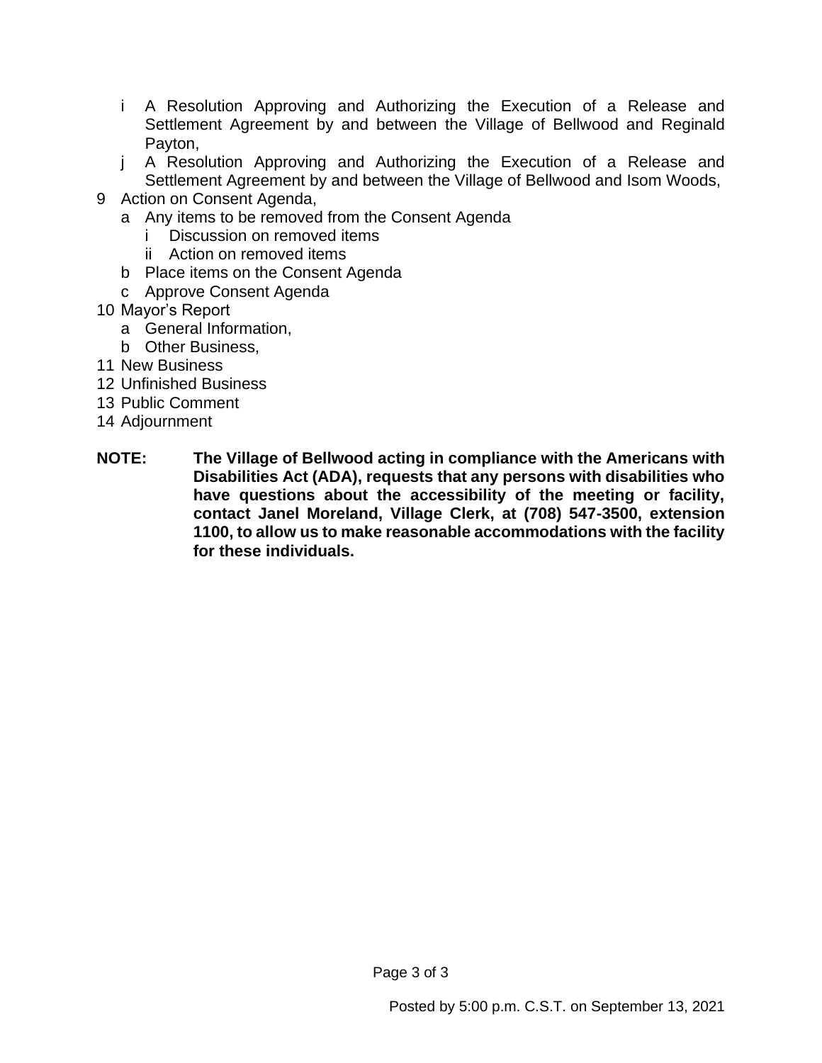- i A Resolution Approving and Authorizing the Execution of a Release and Settlement Agreement by and between the Village of Bellwood and Reginald Payton,
- j A Resolution Approving and Authorizing the Execution of a Release and Settlement Agreement by and between the Village of Bellwood and Isom Woods,

9 Action on Consent Agenda,
- a Any items to be removed from the Consent Agenda
  - i Discussion on removed items
  - ii Action on removed items
- b Place items on the Consent Agenda
- c Approve Consent Agenda

10 Mayor's Report
- a General Information,
- b Other Business,

11 New Business

12 Unfinished Business

13 Public Comment

14 Adjournment

**NOTE: The Village of Bellwood acting in compliance with the Americans with Disabilities Act (ADA), requests that any persons with disabilities who have questions about the accessibility of the meeting or facility, contact Janel Moreland, Village Clerk, at (708) 547-3500, extension 1100, to allow us to make reasonable accommodations with the facility for these individuals.**

Posted by 5:00 p.m. C.S.T. on September 13, 2021